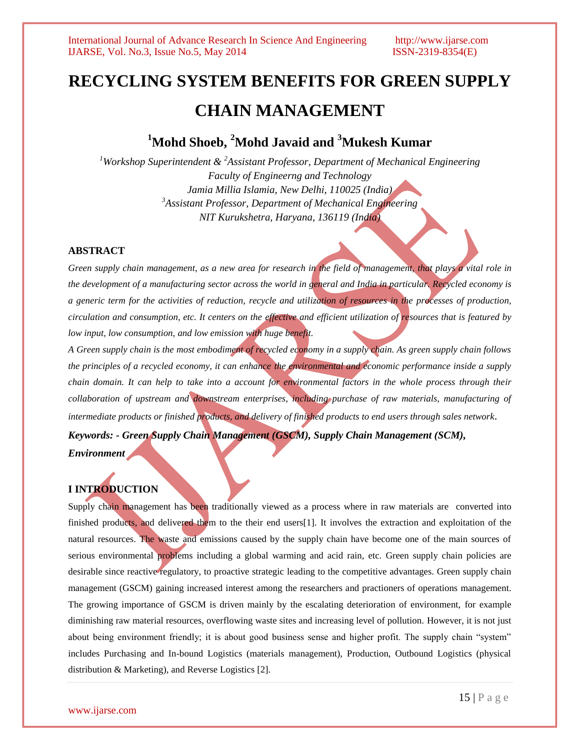# RECYCLING SYSTEM BENEFITS FOR GREEN SUPPLY CHAIN MANAGEMENT

## [1]Mohd Shoeb, [2]Mohd Javaid and [3]Mukesh Kumar

*[1]Workshop Superintendent & [2]Assistant Professor, Department of Mechanical Engineering*
*Faculty of Engineerng and Technology*
*Jamia Millia Islamia, New Delhi, 110025 (India)*
*[3]Assistant Professor, Department of Mechanical Engineering*
*NIT Kurukshetra, Haryana, 136119 (India)*

### ABSTRACT

*Green supply chain management, as a new area for research in the field of management, that plays a vital role in the development of a manufacturing sector across the world in general and India in particular. Recycled economy is a generic term for the activities of reduction, recycle and utilization of resources in the processes of production, circulation and consumption, etc. It centers on the effective and efficient utilization of resources that is featured by low input, low consumption, and low emission with huge benefit.*

*A Green supply chain is the most embodiment of recycled economy in a supply chain. As green supply chain follows the principles of a recycled economy, it can enhance the environmental and economic performance inside a supply chain domain. It can help to take into a account for environmental factors in the whole process through their collaboration of upstream and downstream enterprises, including purchase of raw materials, manufacturing of intermediate products or finished products, and delivery of finished products to end users through sales network.*

***Keywords: - Green Supply Chain Management (GSCM), Supply Chain Management (SCM), Environment***

### I INTRODUCTION

Supply chain management has been traditionally viewed as a process where in raw materials are converted into finished products, and delivered them to the their end users[1]. It involves the extraction and exploitation of the natural resources. The waste and emissions caused by the supply chain have become one of the main sources of serious environmental problems including a global warming and acid rain, etc. Green supply chain policies are desirable since reactive regulatory, to proactive strategic leading to the competitive advantages. Green supply chain management (GSCM) gaining increased interest among the researchers and practioners of operations management. The growing importance of GSCM is driven mainly by the escalating deterioration of environment, for example diminishing raw material resources, overflowing waste sites and increasing level of pollution. However, it is not just about being environment friendly; it is about good business sense and higher profit. The supply chain "system" includes Purchasing and In-bound Logistics (materials management), Production, Outbound Logistics (physical distribution & Marketing), and Reverse Logistics [2].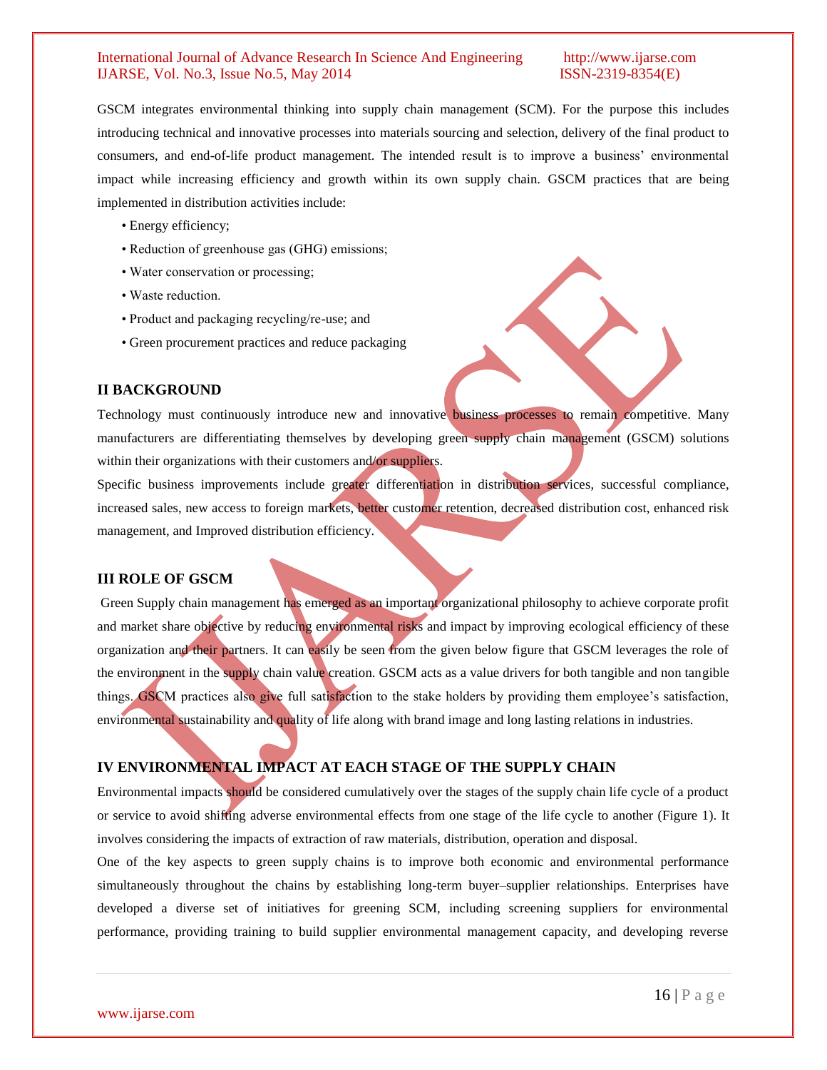GSCM integrates environmental thinking into supply chain management (SCM). For the purpose this includes introducing technical and innovative processes into materials sourcing and selection, delivery of the final product to consumers, and end-of-life product management. The intended result is to improve a business' environmental impact while increasing efficiency and growth within its own supply chain. GSCM practices that are being implemented in distribution activities include:

- Energy efficiency;
- Reduction of greenhouse gas (GHG) emissions;
- Water conservation or processing;
- Waste reduction.
- Product and packaging recycling/re-use; and
- Green procurement practices and reduce packaging

## II BACKGROUND

Technology must continuously introduce new and innovative business processes to remain competitive. Many manufacturers are differentiating themselves by developing green supply chain management (GSCM) solutions within their organizations with their customers and/or suppliers.

Specific business improvements include greater differentiation in distribution services, successful compliance, increased sales, new access to foreign markets, better customer retention, decreased distribution cost, enhanced risk management, and Improved distribution efficiency.

## III ROLE OF GSCM

Green Supply chain management has emerged as an important organizational philosophy to achieve corporate profit and market share objective by reducing environmental risks and impact by improving ecological efficiency of these organization and their partners. It can easily be seen from the given below figure that GSCM leverages the role of the environment in the supply chain value creation. GSCM acts as a value drivers for both tangible and non tangible things. GSCM practices also give full satisfaction to the stake holders by providing them employee's satisfaction, environmental sustainability and quality of life along with brand image and long lasting relations in industries.

## IV ENVIRONMENTAL IMPACT AT EACH STAGE OF THE SUPPLY CHAIN

Environmental impacts should be considered cumulatively over the stages of the supply chain life cycle of a product or service to avoid shifting adverse environmental effects from one stage of the life cycle to another (Figure 1). It involves considering the impacts of extraction of raw materials, distribution, operation and disposal.

One of the key aspects to green supply chains is to improve both economic and environmental performance simultaneously throughout the chains by establishing long-term buyer–supplier relationships. Enterprises have developed a diverse set of initiatives for greening SCM, including screening suppliers for environmental performance, providing training to build supplier environmental management capacity, and developing reverse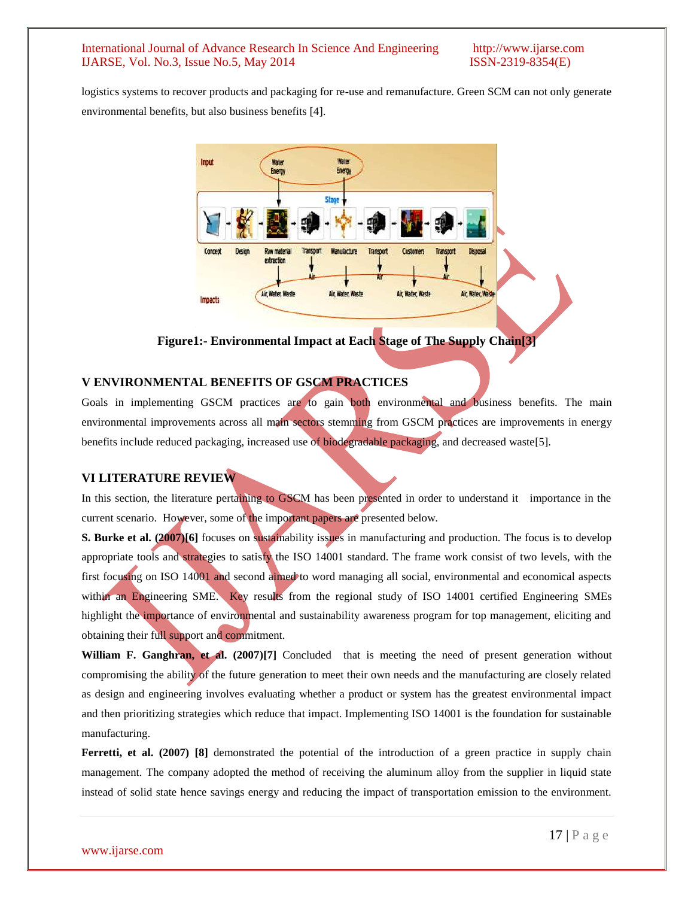logistics systems to recover products and packaging for re-use and remanufacture. Green SCM can not only generate environmental benefits, but also business benefits [4].

Figure1:- Environmental Impact at Each Stage of The Supply Chain[3]

## V ENVIRONMENTAL BENEFITS OF GSCM PRACTICES

Goals in implementing GSCM practices are to gain both environmental and business benefits. The main environmental improvements across all main sectors stemming from GSCM practices are improvements in energy benefits include reduced packaging, increased use of biodegradable packaging, and decreased waste[5].

## VI LITERATURE REVIEW

In this section, the literature pertaining to GSCM has been presented in order to understand it importance in the current scenario. However, some of the important papers are presented below.

**S. Burke et al. (2007)[6]** focuses on sustainability issues in manufacturing and production. The focus is to develop appropriate tools and strategies to satisfy the ISO 14001 standard. The frame work consist of two levels, with the first focusing on ISO 14001 and second aimed to word managing all social, environmental and economical aspects within an Engineering SME. Key results from the regional study of ISO 14001 certified Engineering SMEs highlight the importance of environmental and sustainability awareness program for top management, eliciting and obtaining their full support and commitment.

**William F. Ganghran, et al. (2007)[7]** Concluded that is meeting the need of present generation without compromising the ability of the future generation to meet their own needs and the manufacturing are closely related as design and engineering involves evaluating whether a product or system has the greatest environmental impact and then prioritizing strategies which reduce that impact. Implementing ISO 14001 is the foundation for sustainable manufacturing.

**Ferretti, et al. (2007) [8]** demonstrated the potential of the introduction of a green practice in supply chain management. The company adopted the method of receiving the aluminum alloy from the supplier in liquid state instead of solid state hence savings energy and reducing the impact of transportation emission to the environment.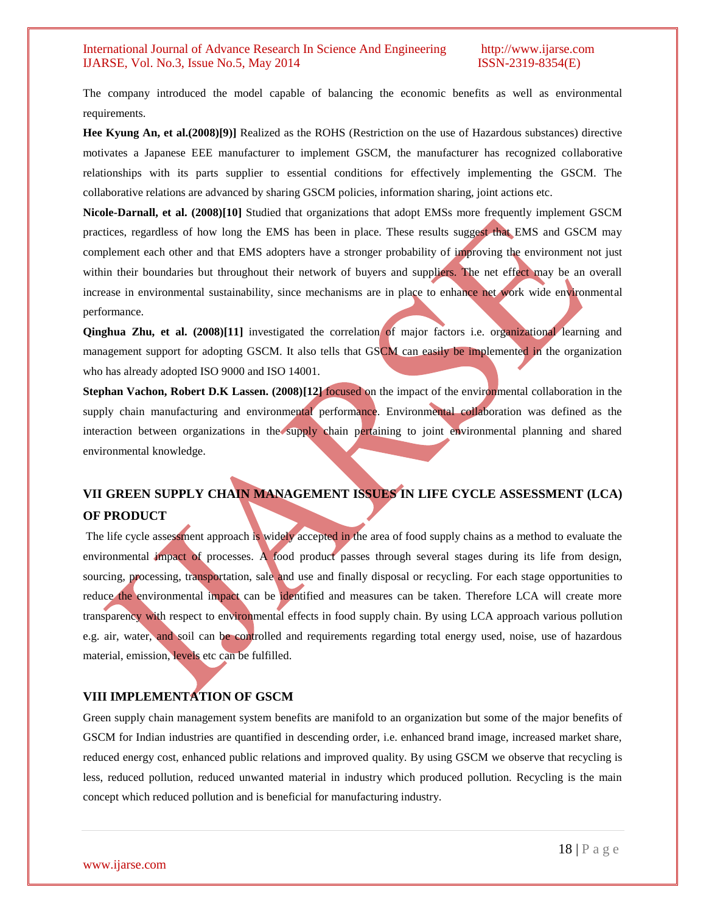The company introduced the model capable of balancing the economic benefits as well as environmental requirements.

**Hee Kyung An, et al.(2008)[9])** Realized as the ROHS (Restriction on the use of Hazardous substances) directive motivates a Japanese EEE manufacturer to implement GSCM, the manufacturer has recognized collaborative relationships with its parts supplier to essential conditions for effectively implementing the GSCM. The collaborative relations are advanced by sharing GSCM policies, information sharing, joint actions etc.

**Nicole-Darnall, et al. (2008)[10]** Studied that organizations that adopt EMSs more frequently implement GSCM practices, regardless of how long the EMS has been in place. These results suggest that EMS and GSCM may complement each other and that EMS adopters have a stronger probability of improving the environment not just within their boundaries but throughout their network of buyers and suppliers. The net effect may be an overall increase in environmental sustainability, since mechanisms are in place to enhance net work wide environmental performance.

**Qinghua Zhu, et al. (2008)[11]** investigated the correlation of major factors i.e. organizational learning and management support for adopting GSCM. It also tells that GSCM can easily be implemented in the organization who has already adopted ISO 9000 and ISO 14001.

**Stephan Vachon, Robert D.K Lassen. (2008)[12]** focused on the impact of the environmental collaboration in the supply chain manufacturing and environmental performance. Environmental collaboration was defined as the interaction between organizations in the supply chain pertaining to joint environmental planning and shared environmental knowledge.

## VII GREEN SUPPLY CHAIN MANAGEMENT ISSUES IN LIFE CYCLE ASSESSMENT (LCA) OF PRODUCT

The life cycle assessment approach is widely accepted in the area of food supply chains as a method to evaluate the environmental impact of processes. A food product passes through several stages during its life from design, sourcing, processing, transportation, sale and use and finally disposal or recycling. For each stage opportunities to reduce the environmental impact can be identified and measures can be taken. Therefore LCA will create more transparency with respect to environmental effects in food supply chain. By using LCA approach various pollution e.g. air, water, and soil can be controlled and requirements regarding total energy used, noise, use of hazardous material, emission, levels etc can be fulfilled.

## VIII IMPLEMENTATION OF GSCM

Green supply chain management system benefits are manifold to an organization but some of the major benefits of GSCM for Indian industries are quantified in descending order, i.e. enhanced brand image, increased market share, reduced energy cost, enhanced public relations and improved quality. By using GSCM we observe that recycling is less, reduced pollution, reduced unwanted material in industry which produced pollution. Recycling is the main concept which reduced pollution and is beneficial for manufacturing industry.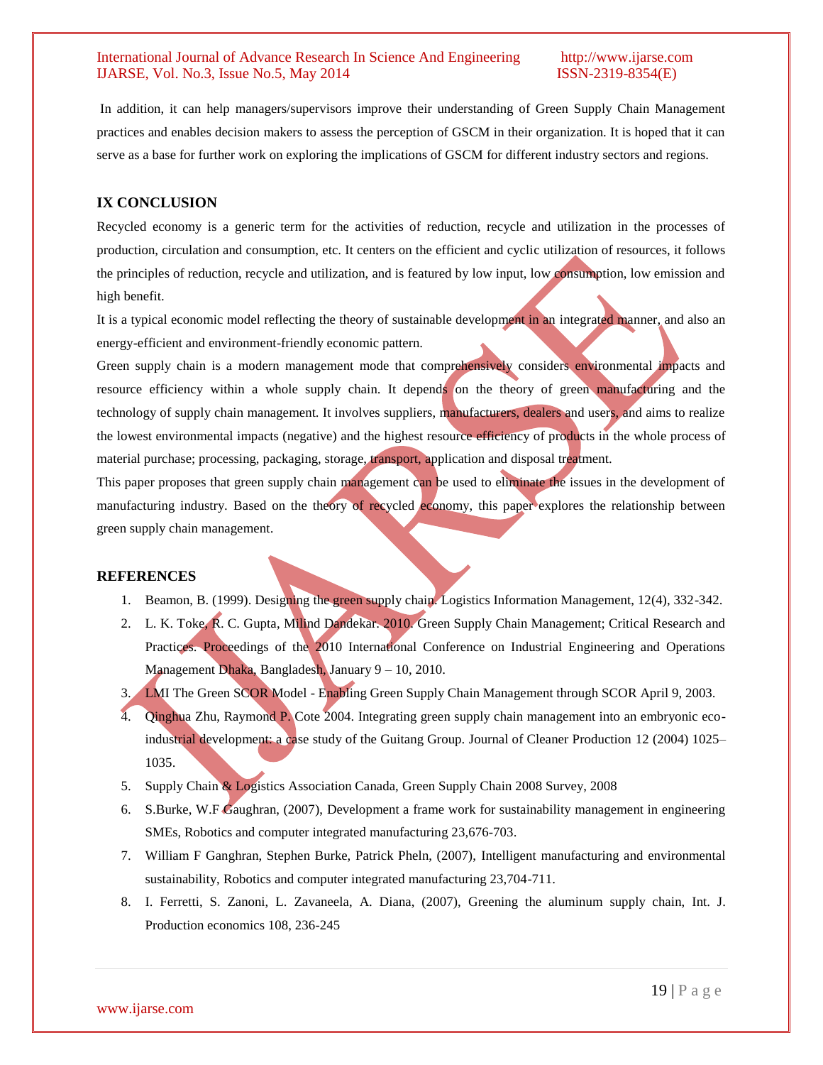In addition, it can help managers/supervisors improve their understanding of Green Supply Chain Management practices and enables decision makers to assess the perception of GSCM in their organization. It is hoped that it can serve as a base for further work on exploring the implications of GSCM for different industry sectors and regions.

## IX CONCLUSION

Recycled economy is a generic term for the activities of reduction, recycle and utilization in the processes of production, circulation and consumption, etc. It centers on the efficient and cyclic utilization of resources, it follows the principles of reduction, recycle and utilization, and is featured by low input, low consumption, low emission and high benefit.

It is a typical economic model reflecting the theory of sustainable development in an integrated manner, and also an energy-efficient and environment-friendly economic pattern.

Green supply chain is a modern management mode that comprehensively considers environmental impacts and resource efficiency within a whole supply chain. It depends on the theory of green manufacturing and the technology of supply chain management. It involves suppliers, manufacturers, dealers and users, and aims to realize the lowest environmental impacts (negative) and the highest resource efficiency of products in the whole process of material purchase; processing, packaging, storage, transport, application and disposal treatment.

This paper proposes that green supply chain management can be used to eliminate the issues in the development of manufacturing industry. Based on the theory of recycled economy, this paper explores the relationship between green supply chain management.

## REFERENCES

1. Beamon, B. (1999). Designing the green supply chain. Logistics Information Management, 12(4), 332-342.
2. L. K. Toke, R. C. Gupta, Milind Dandekar. 2010. Green Supply Chain Management; Critical Research and Practices. Proceedings of the 2010 International Conference on Industrial Engineering and Operations Management Dhaka, Bangladesh, January 9 – 10, 2010.
3. LMI The Green SCOR Model - Enabling Green Supply Chain Management through SCOR April 9, 2003.
4. Qinghua Zhu, Raymond P. Cote 2004. Integrating green supply chain management into an embryonic eco-industrial development: a case study of the Guitang Group. Journal of Cleaner Production 12 (2004) 1025–1035.
5. Supply Chain & Logistics Association Canada, Green Supply Chain 2008 Survey, 2008
6. S.Burke, W.F Gaughran, (2007), Development a frame work for sustainability management in engineering SMEs, Robotics and computer integrated manufacturing 23,676-703.
7. William F Ganghran, Stephen Burke, Patrick Pheln, (2007), Intelligent manufacturing and environmental sustainability, Robotics and computer integrated manufacturing 23,704-711.
8. I. Ferretti, S. Zanoni, L. Zavaneela, A. Diana, (2007), Greening the aluminum supply chain, Int. J. Production economics 108, 236-245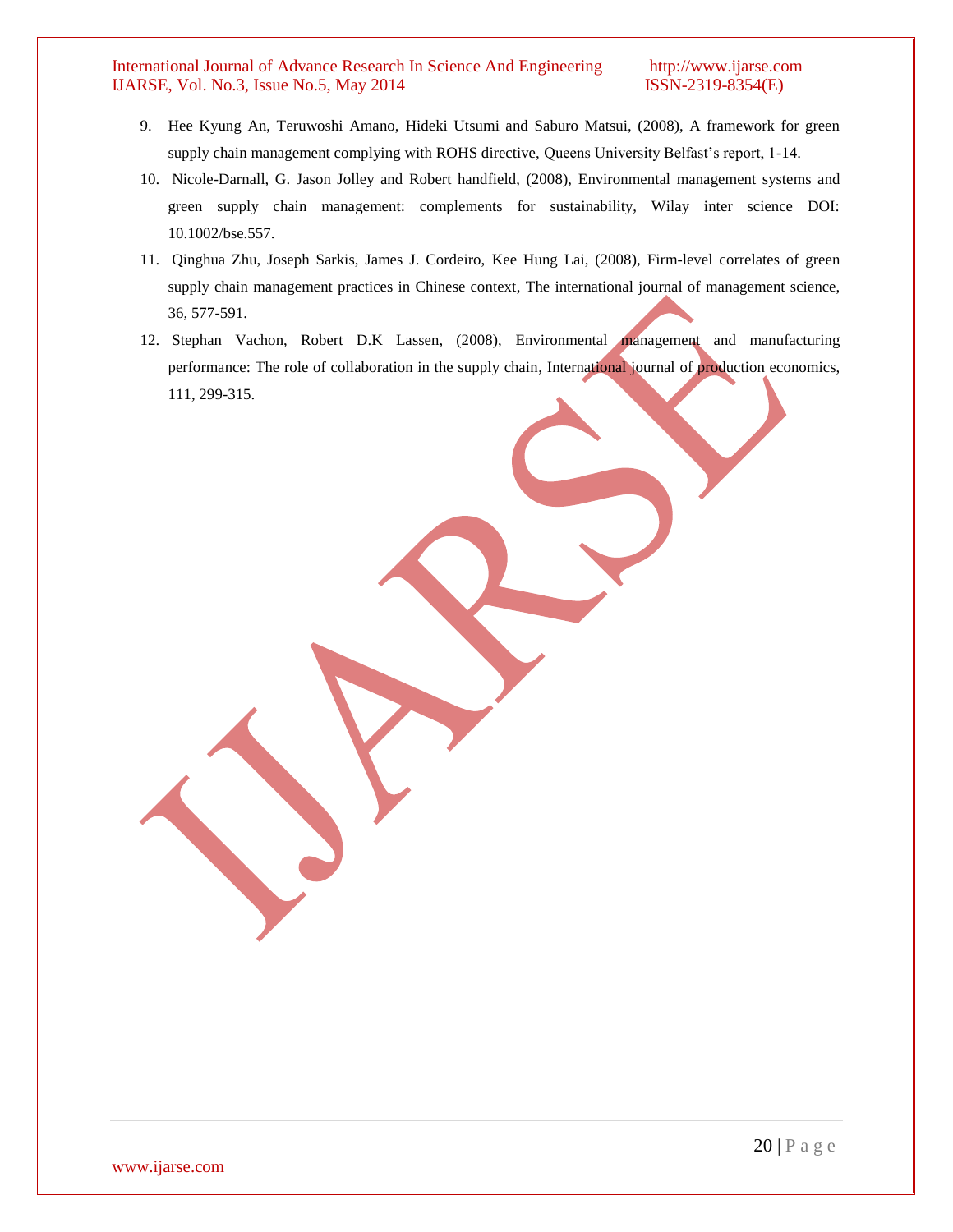9. Hee Kyung An, Teruwoshi Amano, Hideki Utsumi and Saburo Matsui, (2008), A framework for green supply chain management complying with ROHS directive, Queens University Belfast's report, 1-14.
10. Nicole-Darnall, G. Jason Jolley and Robert handfield, (2008), Environmental management systems and green supply chain management: complements for sustainability, Wilay inter science DOI: 10.1002/bse.557.
11. Qinghua Zhu, Joseph Sarkis, James J. Cordeiro, Kee Hung Lai, (2008), Firm-level correlates of green supply chain management practices in Chinese context, The international journal of management science, 36, 577-591.
12. Stephan Vachon, Robert D.K Lassen, (2008), Environmental management and manufacturing performance: The role of collaboration in the supply chain, International journal of production economics, 111, 299-315.